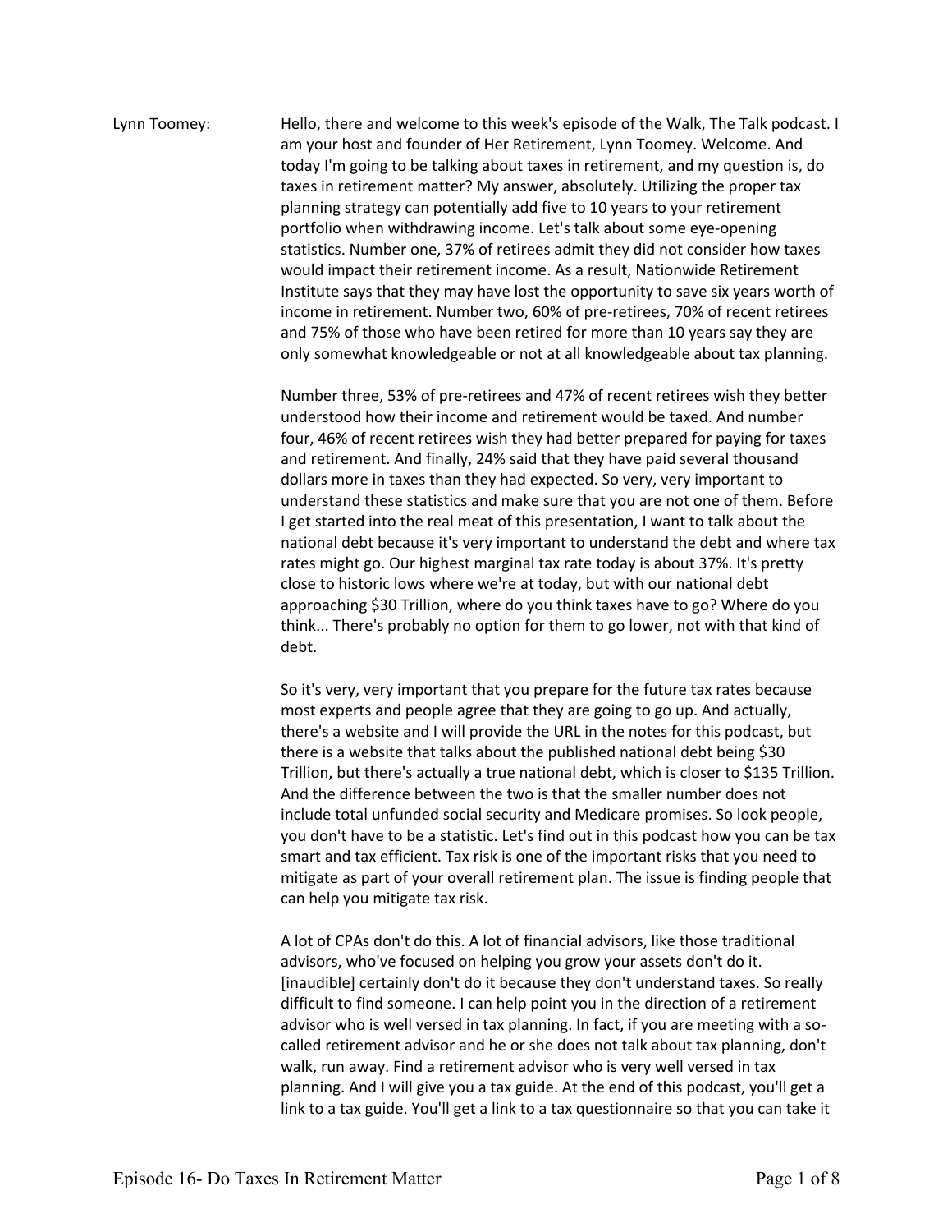Lynn Toomey: Hello, there and welcome to this week's episode of the Walk, The Talk podcast. I am your host and founder of Her Retirement, Lynn Toomey. Welcome. And today I'm going to be talking about taxes in retirement, and my question is, do taxes in retirement matter? My answer, absolutely. Utilizing the proper tax planning strategy can potentially add five to 10 years to your retirement portfolio when withdrawing income. Let's talk about some eye-opening statistics. Number one, 37% of retirees admit they did not consider how taxes would impact their retirement income. As a result, Nationwide Retirement Institute says that they may have lost the opportunity to save six years worth of income in retirement. Number two, 60% of pre-retirees, 70% of recent retirees and 75% of those who have been retired for more than 10 years say they are only somewhat knowledgeable or not at all knowledgeable about tax planning.

Number three, 53% of pre-retirees and 47% of recent retirees wish they better understood how their income and retirement would be taxed. And number four, 46% of recent retirees wish they had better prepared for paying for taxes and retirement. And finally, 24% said that they have paid several thousand dollars more in taxes than they had expected. So very, very important to understand these statistics and make sure that you are not one of them. Before I get started into the real meat of this presentation, I want to talk about the national debt because it's very important to understand the debt and where tax rates might go. Our highest marginal tax rate today is about 37%. It's pretty close to historic lows where we're at today, but with our national debt approaching $30 Trillion, where do you think taxes have to go? Where do you think... There's probably no option for them to go lower, not with that kind of debt.

So it's very, very important that you prepare for the future tax rates because most experts and people agree that they are going to go up. And actually, there's a website and I will provide the URL in the notes for this podcast, but there is a website that talks about the published national debt being $30 Trillion, but there's actually a true national debt, which is closer to $135 Trillion. And the difference between the two is that the smaller number does not include total unfunded social security and Medicare promises. So look people, you don't have to be a statistic. Let's find out in this podcast how you can be tax smart and tax efficient. Tax risk is one of the important risks that you need to mitigate as part of your overall retirement plan. The issue is finding people that can help you mitigate tax risk.

A lot of CPAs don't do this. A lot of financial advisors, like those traditional advisors, who've focused on helping you grow your assets don't do it. [inaudible] certainly don't do it because they don't understand taxes. So really difficult to find someone. I can help point you in the direction of a retirement advisor who is well versed in tax planning. In fact, if you are meeting with a so-called retirement advisor and he or she does not talk about tax planning, don't walk, run away. Find a retirement advisor who is very well versed in tax planning. And I will give you a tax guide. At the end of this podcast, you'll get a link to a tax guide. You'll get a link to a tax questionnaire so that you can take it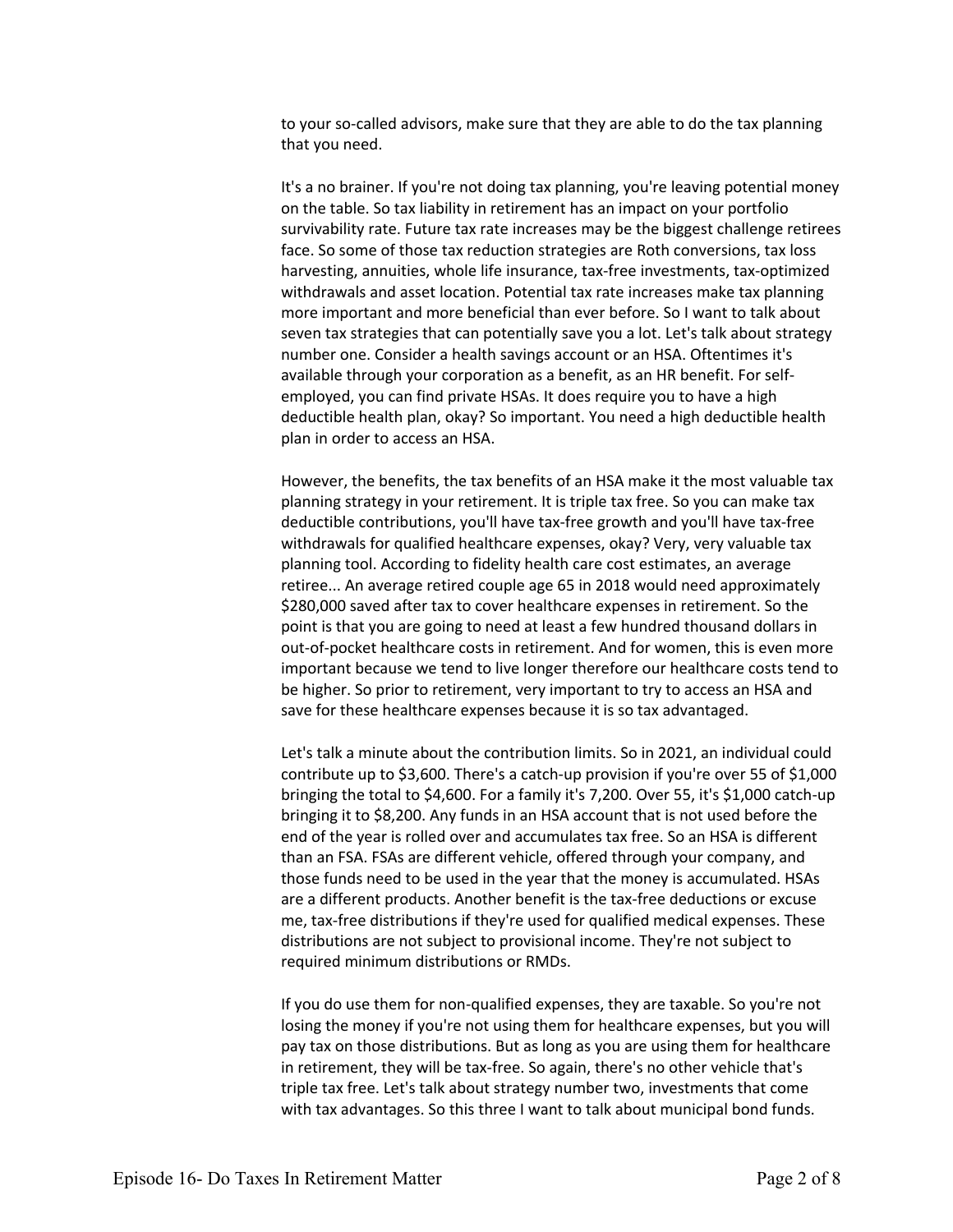to your so-called advisors, make sure that they are able to do the tax planning that you need.

It's a no brainer. If you're not doing tax planning, you're leaving potential money on the table. So tax liability in retirement has an impact on your portfolio survivability rate. Future tax rate increases may be the biggest challenge retirees face. So some of those tax reduction strategies are Roth conversions, tax loss harvesting, annuities, whole life insurance, tax-free investments, tax-optimized withdrawals and asset location. Potential tax rate increases make tax planning more important and more beneficial than ever before. So I want to talk about seven tax strategies that can potentially save you a lot. Let's talk about strategy number one. Consider a health savings account or an HSA. Oftentimes it's available through your corporation as a benefit, as an HR benefit. For self-employed, you can find private HSAs. It does require you to have a high deductible health plan, okay? So important. You need a high deductible health plan in order to access an HSA.

However, the benefits, the tax benefits of an HSA make it the most valuable tax planning strategy in your retirement. It is triple tax free. So you can make tax deductible contributions, you'll have tax-free growth and you'll have tax-free withdrawals for qualified healthcare expenses, okay? Very, very valuable tax planning tool. According to fidelity health care cost estimates, an average retiree... An average retired couple age 65 in 2018 would need approximately $280,000 saved after tax to cover healthcare expenses in retirement. So the point is that you are going to need at least a few hundred thousand dollars in out-of-pocket healthcare costs in retirement. And for women, this is even more important because we tend to live longer therefore our healthcare costs tend to be higher. So prior to retirement, very important to try to access an HSA and save for these healthcare expenses because it is so tax advantaged.

Let's talk a minute about the contribution limits. So in 2021, an individual could contribute up to $3,600. There's a catch-up provision if you're over 55 of $1,000 bringing the total to $4,600. For a family it's 7,200. Over 55, it's $1,000 catch-up bringing it to $8,200. Any funds in an HSA account that is not used before the end of the year is rolled over and accumulates tax free. So an HSA is different than an FSA. FSAs are different vehicle, offered through your company, and those funds need to be used in the year that the money is accumulated. HSAs are a different products. Another benefit is the tax-free deductions or excuse me, tax-free distributions if they're used for qualified medical expenses. These distributions are not subject to provisional income. They're not subject to required minimum distributions or RMDs.

If you do use them for non-qualified expenses, they are taxable. So you're not losing the money if you're not using them for healthcare expenses, but you will pay tax on those distributions. But as long as you are using them for healthcare in retirement, they will be tax-free. So again, there's no other vehicle that's triple tax free. Let's talk about strategy number two, investments that come with tax advantages. So this three I want to talk about municipal bond funds.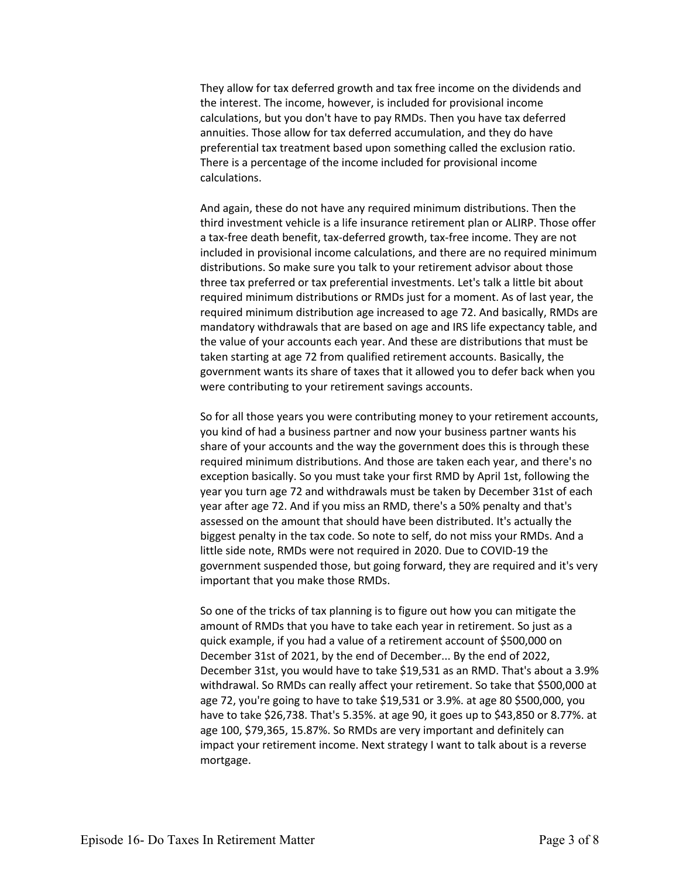They allow for tax deferred growth and tax free income on the dividends and the interest. The income, however, is included for provisional income calculations, but you don't have to pay RMDs. Then you have tax deferred annuities. Those allow for tax deferred accumulation, and they do have preferential tax treatment based upon something called the exclusion ratio. There is a percentage of the income included for provisional income calculations.

And again, these do not have any required minimum distributions. Then the third investment vehicle is a life insurance retirement plan or ALIRP. Those offer a tax-free death benefit, tax-deferred growth, tax-free income. They are not included in provisional income calculations, and there are no required minimum distributions. So make sure you talk to your retirement advisor about those three tax preferred or tax preferential investments. Let's talk a little bit about required minimum distributions or RMDs just for a moment. As of last year, the required minimum distribution age increased to age 72. And basically, RMDs are mandatory withdrawals that are based on age and IRS life expectancy table, and the value of your accounts each year. And these are distributions that must be taken starting at age 72 from qualified retirement accounts. Basically, the government wants its share of taxes that it allowed you to defer back when you were contributing to your retirement savings accounts.

So for all those years you were contributing money to your retirement accounts, you kind of had a business partner and now your business partner wants his share of your accounts and the way the government does this is through these required minimum distributions. And those are taken each year, and there's no exception basically. So you must take your first RMD by April 1st, following the year you turn age 72 and withdrawals must be taken by December 31st of each year after age 72. And if you miss an RMD, there's a 50% penalty and that's assessed on the amount that should have been distributed. It's actually the biggest penalty in the tax code. So note to self, do not miss your RMDs. And a little side note, RMDs were not required in 2020. Due to COVID-19 the government suspended those, but going forward, they are required and it's very important that you make those RMDs.

So one of the tricks of tax planning is to figure out how you can mitigate the amount of RMDs that you have to take each year in retirement. So just as a quick example, if you had a value of a retirement account of $500,000 on December 31st of 2021, by the end of December... By the end of 2022, December 31st, you would have to take $19,531 as an RMD. That's about a 3.9% withdrawal. So RMDs can really affect your retirement. So take that $500,000 at age 72, you're going to have to take $19,531 or 3.9%. at age 80 $500,000, you have to take $26,738. That's 5.35%. at age 90, it goes up to $43,850 or 8.77%. at age 100, $79,365, 15.87%. So RMDs are very important and definitely can impact your retirement income. Next strategy I want to talk about is a reverse mortgage.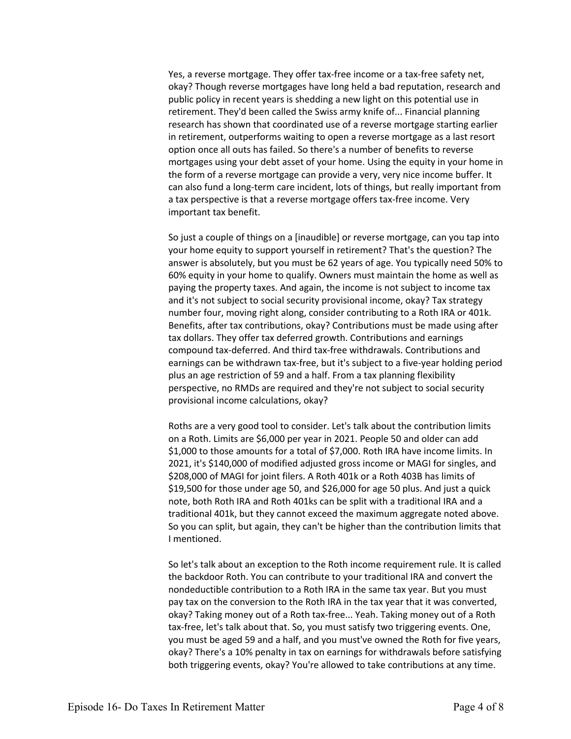Yes, a reverse mortgage. They offer tax-free income or a tax-free safety net, okay? Though reverse mortgages have long held a bad reputation, research and public policy in recent years is shedding a new light on this potential use in retirement. They'd been called the Swiss army knife of... Financial planning research has shown that coordinated use of a reverse mortgage starting earlier in retirement, outperforms waiting to open a reverse mortgage as a last resort option once all outs has failed. So there's a number of benefits to reverse mortgages using your debt asset of your home. Using the equity in your home in the form of a reverse mortgage can provide a very, very nice income buffer. It can also fund a long-term care incident, lots of things, but really important from a tax perspective is that a reverse mortgage offers tax-free income. Very important tax benefit.

So just a couple of things on a [inaudible] or reverse mortgage, can you tap into your home equity to support yourself in retirement? That's the question? The answer is absolutely, but you must be 62 years of age. You typically need 50% to 60% equity in your home to qualify. Owners must maintain the home as well as paying the property taxes. And again, the income is not subject to income tax and it's not subject to social security provisional income, okay? Tax strategy number four, moving right along, consider contributing to a Roth IRA or 401k. Benefits, after tax contributions, okay? Contributions must be made using after tax dollars. They offer tax deferred growth. Contributions and earnings compound tax-deferred. And third tax-free withdrawals. Contributions and earnings can be withdrawn tax-free, but it's subject to a five-year holding period plus an age restriction of 59 and a half. From a tax planning flexibility perspective, no RMDs are required and they're not subject to social security provisional income calculations, okay?

Roths are a very good tool to consider. Let's talk about the contribution limits on a Roth. Limits are $6,000 per year in 2021. People 50 and older can add $1,000 to those amounts for a total of $7,000. Roth IRA have income limits. In 2021, it's $140,000 of modified adjusted gross income or MAGI for singles, and $208,000 of MAGI for joint filers. A Roth 401k or a Roth 403B has limits of $19,500 for those under age 50, and $26,000 for age 50 plus. And just a quick note, both Roth IRA and Roth 401ks can be split with a traditional IRA and a traditional 401k, but they cannot exceed the maximum aggregate noted above. So you can split, but again, they can't be higher than the contribution limits that I mentioned.

So let's talk about an exception to the Roth income requirement rule. It is called the backdoor Roth. You can contribute to your traditional IRA and convert the nondeductible contribution to a Roth IRA in the same tax year. But you must pay tax on the conversion to the Roth IRA in the tax year that it was converted, okay? Taking money out of a Roth tax-free... Yeah. Taking money out of a Roth tax-free, let's talk about that. So, you must satisfy two triggering events. One, you must be aged 59 and a half, and you must've owned the Roth for five years, okay? There's a 10% penalty in tax on earnings for withdrawals before satisfying both triggering events, okay? You're allowed to take contributions at any time.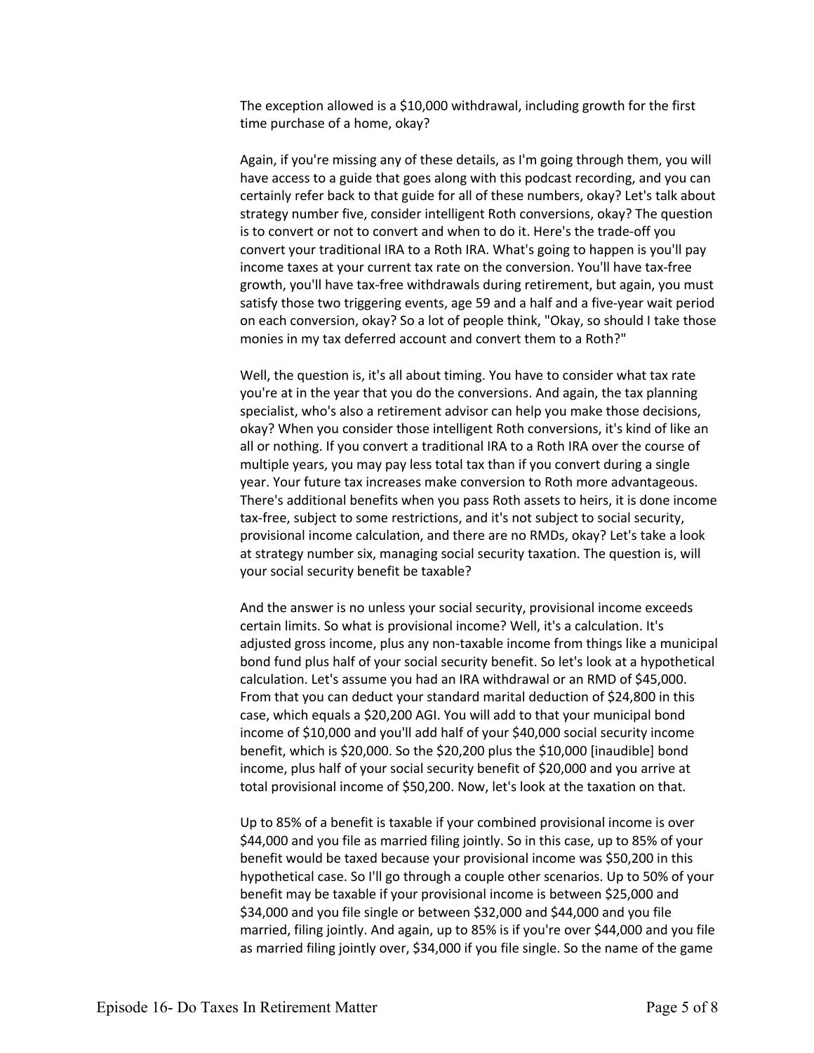The exception allowed is a $10,000 withdrawal, including growth for the first time purchase of a home, okay?

Again, if you're missing any of these details, as I'm going through them, you will have access to a guide that goes along with this podcast recording, and you can certainly refer back to that guide for all of these numbers, okay? Let's talk about strategy number five, consider intelligent Roth conversions, okay? The question is to convert or not to convert and when to do it. Here's the trade-off you convert your traditional IRA to a Roth IRA. What's going to happen is you'll pay income taxes at your current tax rate on the conversion. You'll have tax-free growth, you'll have tax-free withdrawals during retirement, but again, you must satisfy those two triggering events, age 59 and a half and a five-year wait period on each conversion, okay? So a lot of people think, "Okay, so should I take those monies in my tax deferred account and convert them to a Roth?"

Well, the question is, it's all about timing. You have to consider what tax rate you're at in the year that you do the conversions. And again, the tax planning specialist, who's also a retirement advisor can help you make those decisions, okay? When you consider those intelligent Roth conversions, it's kind of like an all or nothing. If you convert a traditional IRA to a Roth IRA over the course of multiple years, you may pay less total tax than if you convert during a single year. Your future tax increases make conversion to Roth more advantageous. There's additional benefits when you pass Roth assets to heirs, it is done income tax-free, subject to some restrictions, and it's not subject to social security, provisional income calculation, and there are no RMDs, okay? Let's take a look at strategy number six, managing social security taxation. The question is, will your social security benefit be taxable?

And the answer is no unless your social security, provisional income exceeds certain limits. So what is provisional income? Well, it's a calculation. It's adjusted gross income, plus any non-taxable income from things like a municipal bond fund plus half of your social security benefit. So let's look at a hypothetical calculation. Let's assume you had an IRA withdrawal or an RMD of $45,000. From that you can deduct your standard marital deduction of $24,800 in this case, which equals a $20,200 AGI. You will add to that your municipal bond income of $10,000 and you'll add half of your $40,000 social security income benefit, which is $20,000. So the $20,200 plus the $10,000 [inaudible] bond income, plus half of your social security benefit of $20,000 and you arrive at total provisional income of $50,200. Now, let's look at the taxation on that.

Up to 85% of a benefit is taxable if your combined provisional income is over $44,000 and you file as married filing jointly. So in this case, up to 85% of your benefit would be taxed because your provisional income was $50,200 in this hypothetical case. So I'll go through a couple other scenarios. Up to 50% of your benefit may be taxable if your provisional income is between $25,000 and $34,000 and you file single or between $32,000 and $44,000 and you file married, filing jointly. And again, up to 85% is if you're over $44,000 and you file as married filing jointly over, $34,000 if you file single. So the name of the game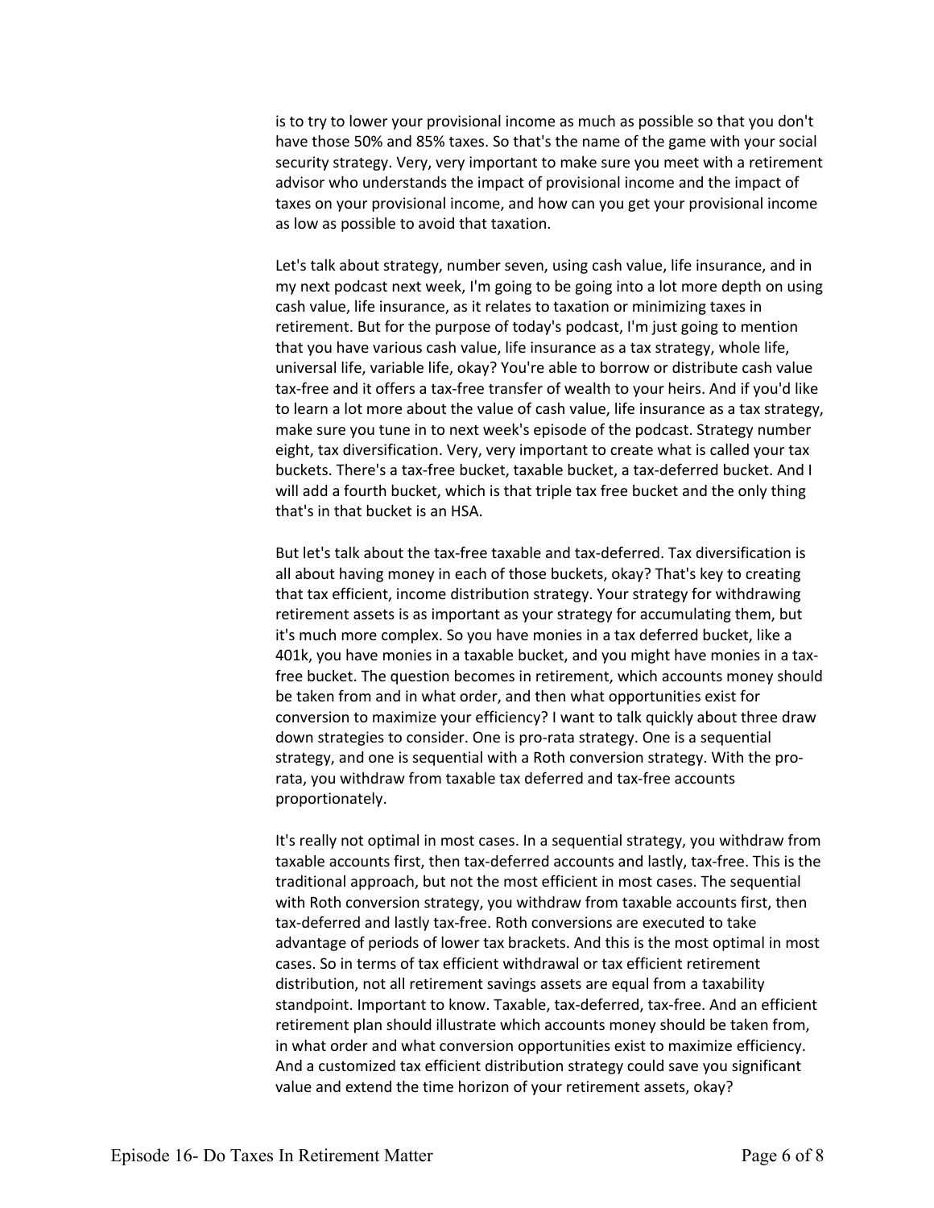is to try to lower your provisional income as much as possible so that you don't have those 50% and 85% taxes. So that's the name of the game with your social security strategy. Very, very important to make sure you meet with a retirement advisor who understands the impact of provisional income and the impact of taxes on your provisional income, and how can you get your provisional income as low as possible to avoid that taxation.

Let's talk about strategy, number seven, using cash value, life insurance, and in my next podcast next week, I'm going to be going into a lot more depth on using cash value, life insurance, as it relates to taxation or minimizing taxes in retirement. But for the purpose of today's podcast, I'm just going to mention that you have various cash value, life insurance as a tax strategy, whole life, universal life, variable life, okay? You're able to borrow or distribute cash value tax-free and it offers a tax-free transfer of wealth to your heirs. And if you'd like to learn a lot more about the value of cash value, life insurance as a tax strategy, make sure you tune in to next week's episode of the podcast. Strategy number eight, tax diversification. Very, very important to create what is called your tax buckets. There's a tax-free bucket, taxable bucket, a tax-deferred bucket. And I will add a fourth bucket, which is that triple tax free bucket and the only thing that's in that bucket is an HSA.

But let's talk about the tax-free taxable and tax-deferred. Tax diversification is all about having money in each of those buckets, okay? That's key to creating that tax efficient, income distribution strategy. Your strategy for withdrawing retirement assets is as important as your strategy for accumulating them, but it's much more complex. So you have monies in a tax deferred bucket, like a 401k, you have monies in a taxable bucket, and you might have monies in a tax-free bucket. The question becomes in retirement, which accounts money should be taken from and in what order, and then what opportunities exist for conversion to maximize your efficiency? I want to talk quickly about three draw down strategies to consider. One is pro-rata strategy. One is a sequential strategy, and one is sequential with a Roth conversion strategy. With the pro-rata, you withdraw from taxable tax deferred and tax-free accounts proportionately.

It's really not optimal in most cases. In a sequential strategy, you withdraw from taxable accounts first, then tax-deferred accounts and lastly, tax-free. This is the traditional approach, but not the most efficient in most cases. The sequential with Roth conversion strategy, you withdraw from taxable accounts first, then tax-deferred and lastly tax-free. Roth conversions are executed to take advantage of periods of lower tax brackets. And this is the most optimal in most cases. So in terms of tax efficient withdrawal or tax efficient retirement distribution, not all retirement savings assets are equal from a taxability standpoint. Important to know. Taxable, tax-deferred, tax-free. And an efficient retirement plan should illustrate which accounts money should be taken from, in what order and what conversion opportunities exist to maximize efficiency. And a customized tax efficient distribution strategy could save you significant value and extend the time horizon of your retirement assets, okay?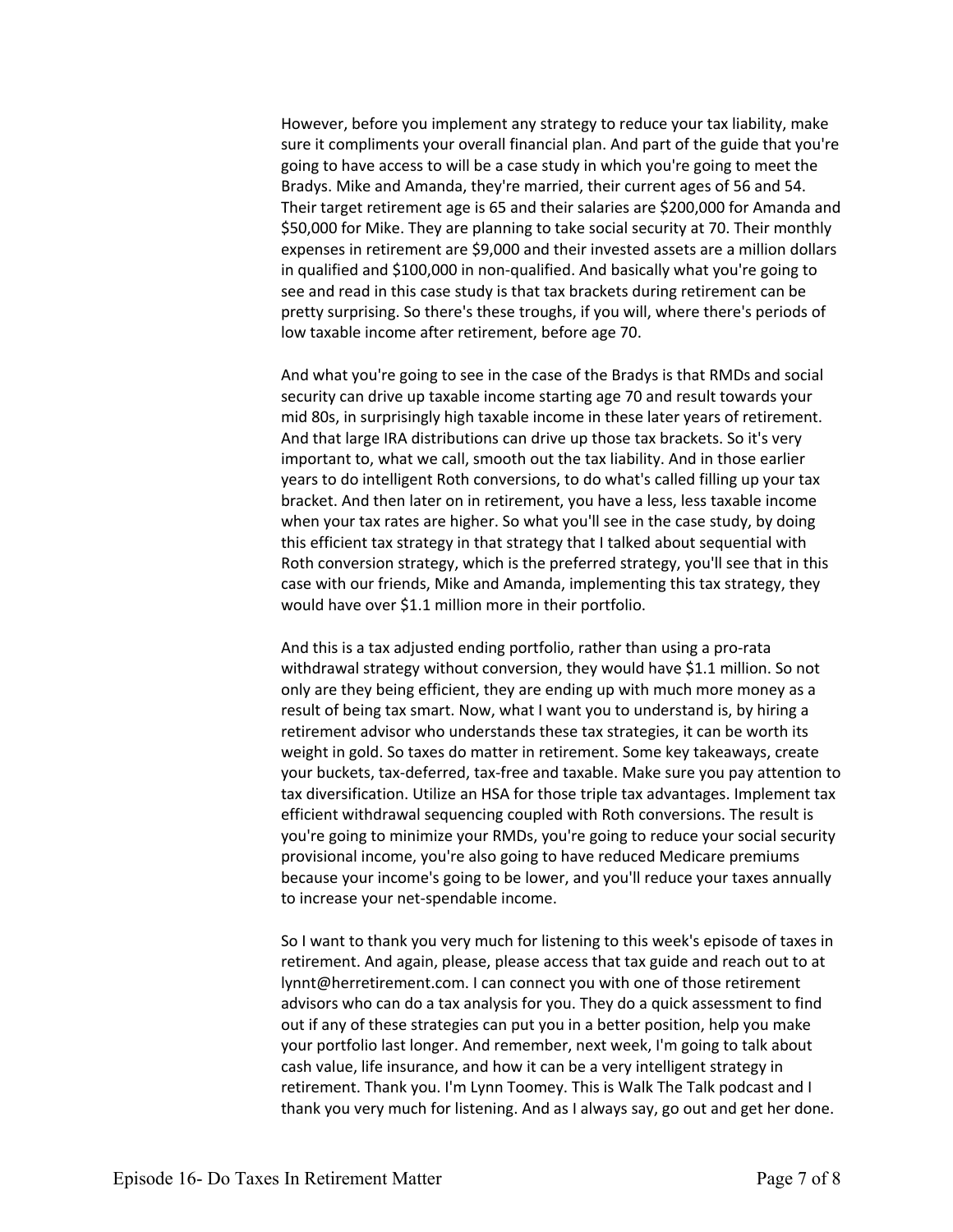However, before you implement any strategy to reduce your tax liability, make sure it compliments your overall financial plan. And part of the guide that you're going to have access to will be a case study in which you're going to meet the Bradys. Mike and Amanda, they're married, their current ages of 56 and 54. Their target retirement age is 65 and their salaries are $200,000 for Amanda and $50,000 for Mike. They are planning to take social security at 70. Their monthly expenses in retirement are $9,000 and their invested assets are a million dollars in qualified and $100,000 in non-qualified. And basically what you're going to see and read in this case study is that tax brackets during retirement can be pretty surprising. So there's these troughs, if you will, where there's periods of low taxable income after retirement, before age 70.

And what you're going to see in the case of the Bradys is that RMDs and social security can drive up taxable income starting age 70 and result towards your mid 80s, in surprisingly high taxable income in these later years of retirement. And that large IRA distributions can drive up those tax brackets. So it's very important to, what we call, smooth out the tax liability. And in those earlier years to do intelligent Roth conversions, to do what's called filling up your tax bracket. And then later on in retirement, you have a less, less taxable income when your tax rates are higher. So what you'll see in the case study, by doing this efficient tax strategy in that strategy that I talked about sequential with Roth conversion strategy, which is the preferred strategy, you'll see that in this case with our friends, Mike and Amanda, implementing this tax strategy, they would have over $1.1 million more in their portfolio.

And this is a tax adjusted ending portfolio, rather than using a pro-rata withdrawal strategy without conversion, they would have $1.1 million. So not only are they being efficient, they are ending up with much more money as a result of being tax smart. Now, what I want you to understand is, by hiring a retirement advisor who understands these tax strategies, it can be worth its weight in gold. So taxes do matter in retirement. Some key takeaways, create your buckets, tax-deferred, tax-free and taxable. Make sure you pay attention to tax diversification. Utilize an HSA for those triple tax advantages. Implement tax efficient withdrawal sequencing coupled with Roth conversions. The result is you're going to minimize your RMDs, you're going to reduce your social security provisional income, you're also going to have reduced Medicare premiums because your income's going to be lower, and you'll reduce your taxes annually to increase your net-spendable income.

So I want to thank you very much for listening to this week's episode of taxes in retirement. And again, please, please access that tax guide and reach out to at lynnt@herretirement.com. I can connect you with one of those retirement advisors who can do a tax analysis for you. They do a quick assessment to find out if any of these strategies can put you in a better position, help you make your portfolio last longer. And remember, next week, I'm going to talk about cash value, life insurance, and how it can be a very intelligent strategy in retirement. Thank you. I'm Lynn Toomey. This is Walk The Talk podcast and I thank you very much for listening. And as I always say, go out and get her done.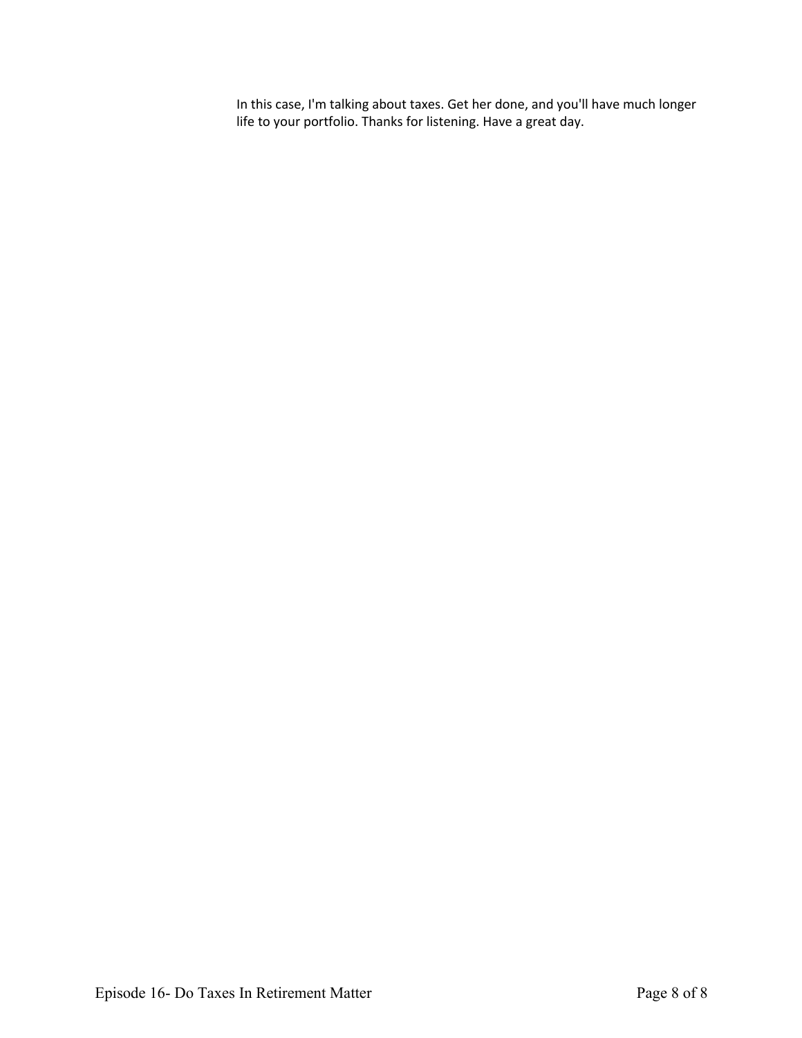In this case, I'm talking about taxes. Get her done, and you'll have much longer life to your portfolio. Thanks for listening. Have a great day.